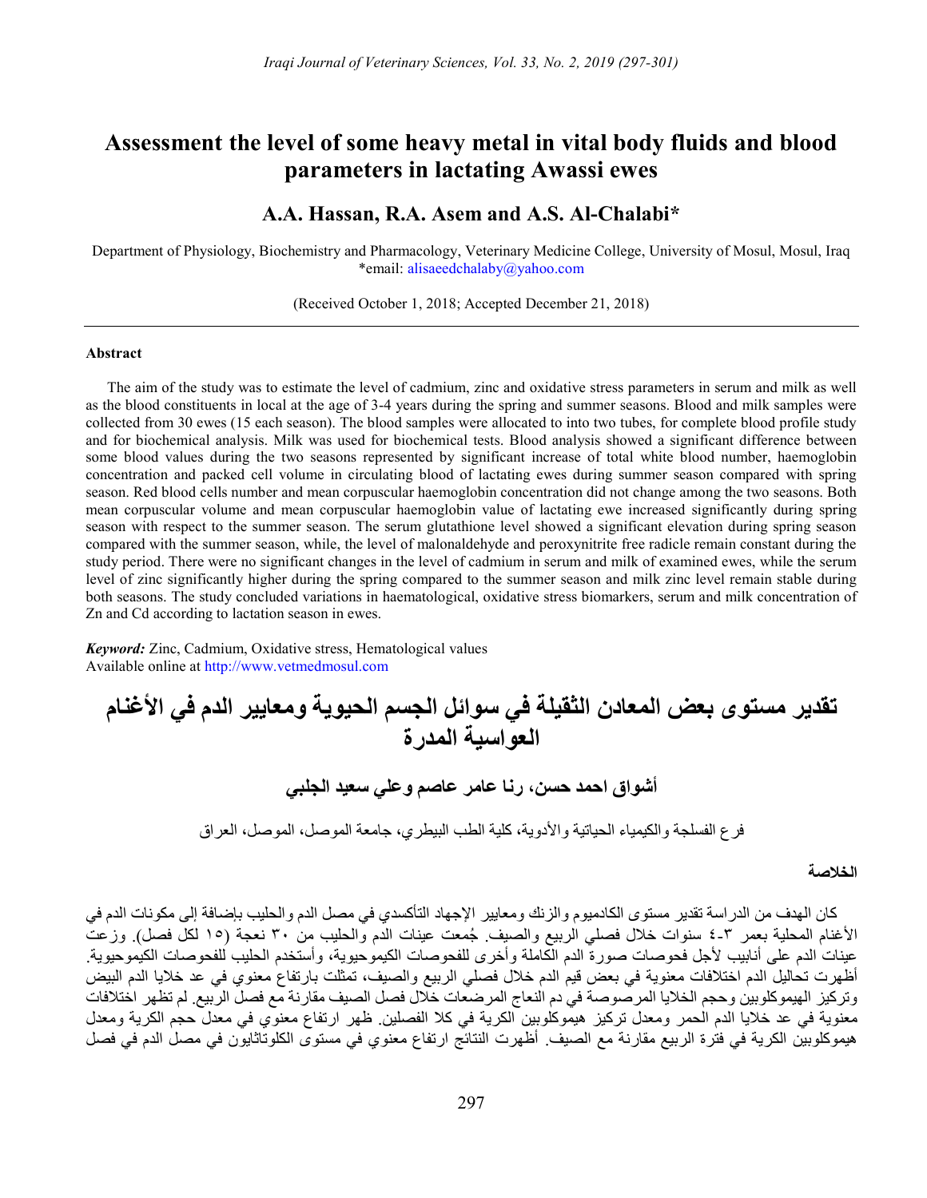# Assessment the level of some heavy metal in vital body fluids and blood parameters in lactating Awassi ewes

## A.A. Hassan, R.A. Asem and A.S. Al-Chalabi*

Department of Physiology, Biochemistry and Pharmacology, Veterinary Medicine College, University of Mosul, Mosul, Iraq
*email: alisaeedchalaby@yahoo.com

(Received October 1, 2018; Accepted December 21, 2018)

---

### Abstract

The aim of the study was to estimate the level of cadmium, zinc and oxidative stress parameters in serum and milk as well as the blood constituents in local at the age of 3-4 years during the spring and summer seasons. Blood and milk samples were collected from 30 ewes (15 each season). The blood samples were allocated to into two tubes, for complete blood profile study and for biochemical analysis. Milk was used for biochemical tests. Blood analysis showed a significant difference between some blood values during the two seasons represented by significant increase of total white blood number, haemoglobin concentration and packed cell volume in circulating blood of lactating ewes during summer season compared with spring season. Red blood cells number and mean corpuscular haemoglobin concentration did not change among the two seasons. Both mean corpuscular volume and mean corpuscular haemoglobin value of lactating ewe increased significantly during spring season with respect to the summer season. The serum glutathione level showed a significant elevation during spring season compared with the summer season, while, the level of malonaldehyde and peroxynitrite free radicle remain constant during the study period. There were no significant changes in the level of cadmium in serum and milk of examined ewes, while the serum level of zinc significantly higher during the spring compared to the summer season and milk zinc level remain stable during both seasons. The study concluded variations in haematological, oxidative stress biomarkers, serum and milk concentration of Zn and Cd according to lactation season in ewes.

***Keyword:*** Zinc, Cadmium, Oxidative stress, Hematological values
Available online at http://www.vetmedmosul.com

# تقدير مستوى بعض المعادن الثقيلة في سوائل الجسم الحيوية ومعايير الدم في الأغنام العواسية المدرة

## أشواق احمد حسن، رنا عامر عاصم وعلي سعيد الجلبي

فرع الفسلجة والكيمياء الحياتية والأدوية، كلية الطب البيطري، جامعة الموصل، الموصل، العراق

### الخلاصة

كان الهدف من الدراسة تقدير مستوى الكادميوم والزنك ومعايير الإجهاد التأكسدي في مصل الدم والحليب بإضافة إلى مكونات الدم في الأغنام المحلية بعمر ٣-٤ سنوات خلال فصلي الربيع والصيف. جُمعت عينات الدم والحليب من ٣٠ نعجة (١٥ لكل فصل). وزعت عينات الدم على أنابيب لأجل فحوصات صورة الدم الكاملة وأخرى للفحوصات الكيموحيوية، وأستخدم الحليب للفحوصات الكيموحيوية. أظهرت تحاليل الدم اختلافات معنوية في بعض قيم الدم خلال فصلي الربيع والصيف، تمثلت بارتفاع معنوي في عد خلايا الدم البيض وتركيز الهيموكلوبين وحجم الخلايا المرصوصة في دم النعاج المرضعات خلال فصل الصيف مقارنة مع فصل الربيع. لم تظهر اختلافات معنوية في عد خلايا الدم الحمر ومعدل تركيز هيموكلوبين الكرية في كلا الفصلين. ظهر ارتفاع معنوي في معدل حجم الكرية ومعدل هيموكلوبين الكرية في فترة الربيع مقارنة مع الصيف. أظهرت النتائج ارتفاع معنوي في مستوى الكلوتاثايون في مصل الدم في فصل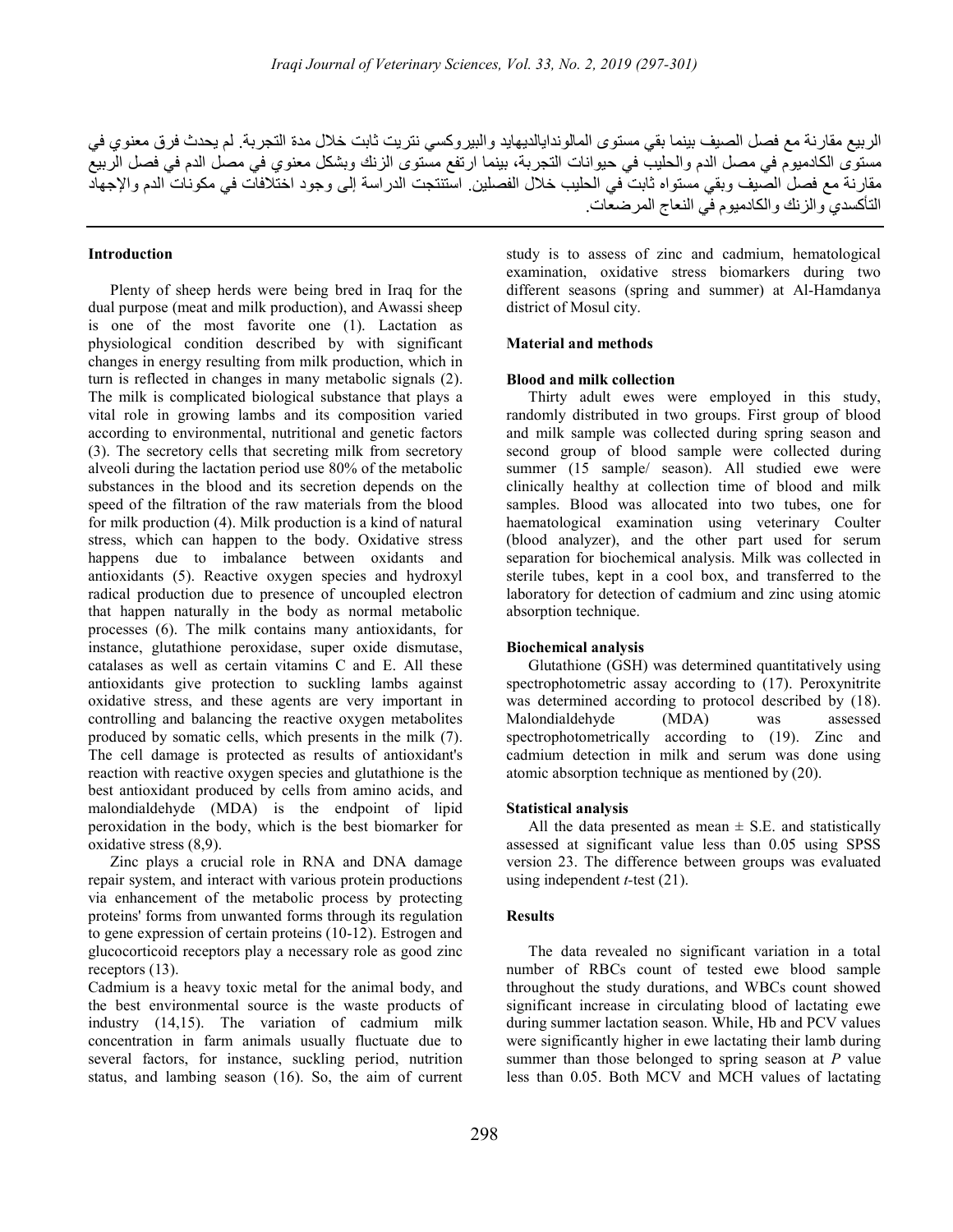الربيع مقارنة مع فصل الصيف بينما بقي مستوى المالوندالديهايد والبيروكسي نتريت ثابت خلال مدة التجربة. لم يحدث فرق معنوي في مستوى الكادميوم في مصل الدم والحليب في حيوانات التجربة، بينما ارتفع مستوى الزنك وبشكل معنوي في مصل الدم في فصل الربيع مقارنة مع فصل الصيف وبقي مستواه ثابت في الحليب خلال الفصلين. استنتجت الدراسة إلى وجود اختلافات في مكونات الدم والإجهاد التأكسدي والزنك والكادميوم في النعاج المرضعات.

## Introduction

Plenty of sheep herds were being bred in Iraq for the dual purpose (meat and milk production), and Awassi sheep is one of the most favorite one (1). Lactation as physiological condition described by with significant changes in energy resulting from milk production, which in turn is reflected in changes in many metabolic signals (2). The milk is complicated biological substance that plays a vital role in growing lambs and its composition varied according to environmental, nutritional and genetic factors (3). The secretory cells that secreting milk from secretory alveoli during the lactation period use 80% of the metabolic substances in the blood and its secretion depends on the speed of the filtration of the raw materials from the blood for milk production (4). Milk production is a kind of natural stress, which can happen to the body. Oxidative stress happens due to imbalance between oxidants and antioxidants (5). Reactive oxygen species and hydroxyl radical production due to presence of uncoupled electron that happen naturally in the body as normal metabolic processes (6). The milk contains many antioxidants, for instance, glutathione peroxidase, super oxide dismutase, catalases as well as certain vitamins C and E. All these antioxidants give protection to suckling lambs against oxidative stress, and these agents are very important in controlling and balancing the reactive oxygen metabolites produced by somatic cells, which presents in the milk (7). The cell damage is protected as results of antioxidant's reaction with reactive oxygen species and glutathione is the best antioxidant produced by cells from amino acids, and malondialdehyde (MDA) is the endpoint of lipid peroxidation in the body, which is the best biomarker for oxidative stress (8,9).

Zinc plays a crucial role in RNA and DNA damage repair system, and interact with various protein productions via enhancement of the metabolic process by protecting proteins' forms from unwanted forms through its regulation to gene expression of certain proteins (10-12). Estrogen and glucocorticoid receptors play a necessary role as good zinc receptors (13).

Cadmium is a heavy toxic metal for the animal body, and the best environmental source is the waste products of industry (14,15). The variation of cadmium milk concentration in farm animals usually fluctuate due to several factors, for instance, suckling period, nutrition status, and lambing season (16). So, the aim of current study is to assess of zinc and cadmium, hematological examination, oxidative stress biomarkers during two different seasons (spring and summer) at Al-Hamdanya district of Mosul city.

## Material and methods

### Blood and milk collection

Thirty adult ewes were employed in this study, randomly distributed in two groups. First group of blood and milk sample was collected during spring season and second group of blood sample were collected during summer (15 sample/ season). All studied ewe were clinically healthy at collection time of blood and milk samples. Blood was allocated into two tubes, one for haematological examination using veterinary Coulter (blood analyzer), and the other part used for serum separation for biochemical analysis. Milk was collected in sterile tubes, kept in a cool box, and transferred to the laboratory for detection of cadmium and zinc using atomic absorption technique.

### Biochemical analysis

Glutathione (GSH) was determined quantitatively using spectrophotometric assay according to (17). Peroxynitrite was determined according to protocol described by (18). Malondialdehyde (MDA) was assessed spectrophotometrically according to (19). Zinc and cadmium detection in milk and serum was done using atomic absorption technique as mentioned by (20).

### Statistical analysis

All the data presented as mean ± S.E. and statistically assessed at significant value less than 0.05 using SPSS version 23. The difference between groups was evaluated using independent *t*-test (21).

## Results

The data revealed no significant variation in a total number of RBCs count of tested ewe blood sample throughout the study durations, and WBCs count showed significant increase in circulating blood of lactating ewe during summer lactation season. While, Hb and PCV values were significantly higher in ewe lactating their lamb during summer than those belonged to spring season at *P* value less than 0.05. Both MCV and MCH values of lactating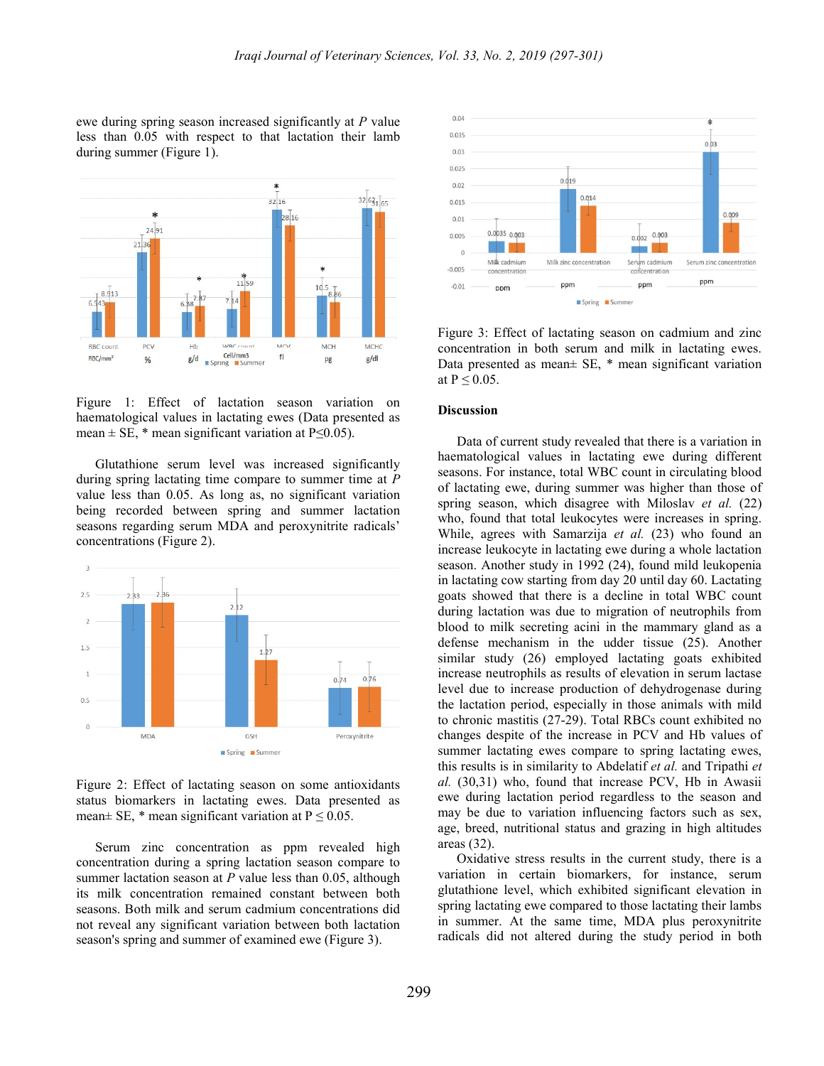ewe during spring season increased significantly at *P* value less than 0.05 with respect to that lactation their lamb during summer (Figure 1).

Figure 1: Effect of lactation season variation on haematological values in lactating ewes (Data presented as mean ± SE, * mean significant variation at P≤0.05).

Glutathione serum level was increased significantly during spring lactating time compare to summer time at *P* value less than 0.05. As long as, no significant variation being recorded between spring and summer lactation seasons regarding serum MDA and peroxynitrite radicals' concentrations (Figure 2).

Figure 2: Effect of lactating season on some antioxidants status biomarkers in lactating ewes. Data presented as mean± SE, * mean significant variation at P ≤ 0.05.

Serum zinc concentration as ppm revealed high concentration during a spring lactation season compare to summer lactation season at *P* value less than 0.05, although its milk concentration remained constant between both seasons. Both milk and serum cadmium concentrations did not reveal any significant variation between both lactation season's spring and summer of examined ewe (Figure 3).

Figure 3: Effect of lactating season on cadmium and zinc concentration in both serum and milk in lactating ewes. Data presented as mean± SE, * mean significant variation at P ≤ 0.05.

## Discussion

Data of current study revealed that there is a variation in haematological values in lactating ewe during different seasons. For instance, total WBC count in circulating blood of lactating ewe, during summer was higher than those of spring season, which disagree with Miloslav *et al.* (22) who, found that total leukocytes were increases in spring. While, agrees with Samarzija *et al.* (23) who found an increase leukocyte in lactating ewe during a whole lactation season. Another study in 1992 (24), found mild leukopenia in lactating cow starting from day 20 until day 60. Lactating goats showed that there is a decline in total WBC count during lactation was due to migration of neutrophils from blood to milk secreting acini in the mammary gland as a defense mechanism in the udder tissue (25). Another similar study (26) employed lactating goats exhibited increase neutrophils as results of elevation in serum lactase level due to increase production of dehydrogenase during the lactation period, especially in those animals with mild to chronic mastitis (27-29). Total RBCs count exhibited no changes despite of the increase in PCV and Hb values of summer lactating ewes compare to spring lactating ewes, this results is in similarity to Abdelatif *et al.* and Tripathi *et al.* (30,31) who, found that increase PCV, Hb in Awasii ewe during lactation period regardless to the season and may be due to variation influencing factors such as sex, age, breed, nutritional status and grazing in high altitudes areas (32).

Oxidative stress results in the current study, there is a variation in certain biomarkers, for instance, serum glutathione level, which exhibited significant elevation in spring lactating ewe compared to those lactating their lambs in summer. At the same time, MDA plus peroxynitrite radicals did not altered during the study period in both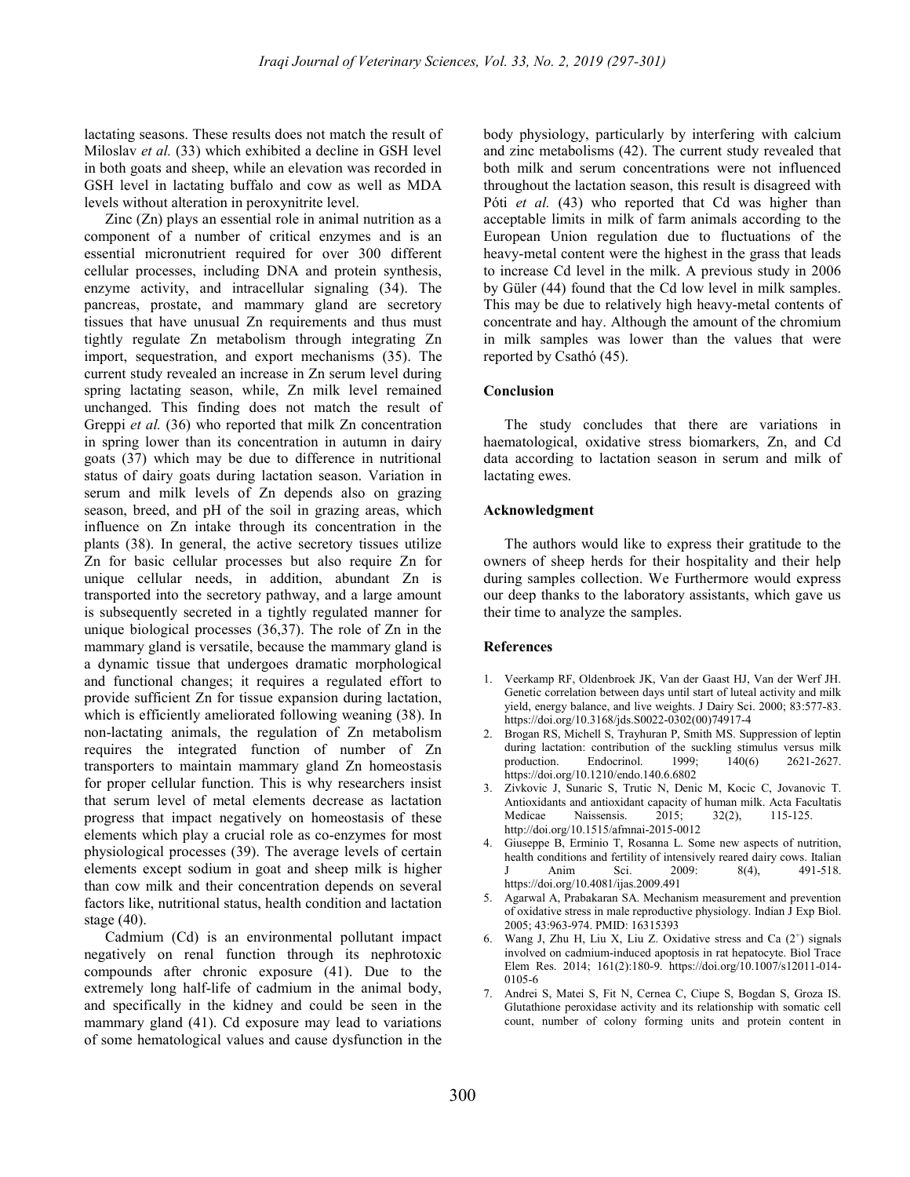lactating seasons. These results does not match the result of Miloslav *et al.* (33) which exhibited a decline in GSH level in both goats and sheep, while an elevation was recorded in GSH level in lactating buffalo and cow as well as MDA levels without alteration in peroxynitrite level.

Zinc (Zn) plays an essential role in animal nutrition as a component of a number of critical enzymes and is an essential micronutrient required for over 300 different cellular processes, including DNA and protein synthesis, enzyme activity, and intracellular signaling (34). The pancreas, prostate, and mammary gland are secretory tissues that have unusual Zn requirements and thus must tightly regulate Zn metabolism through integrating Zn import, sequestration, and export mechanisms (35). The current study revealed an increase in Zn serum level during spring lactating season, while, Zn milk level remained unchanged. This finding does not match the result of Greppi *et al.* (36) who reported that milk Zn concentration in spring lower than its concentration in autumn in dairy goats (37) which may be due to difference in nutritional status of dairy goats during lactation season. Variation in serum and milk levels of Zn depends also on grazing season, breed, and pH of the soil in grazing areas, which influence on Zn intake through its concentration in the plants (38). In general, the active secretory tissues utilize Zn for basic cellular processes but also require Zn for unique cellular needs, in addition, abundant Zn is transported into the secretory pathway, and a large amount is subsequently secreted in a tightly regulated manner for unique biological processes (36,37). The role of Zn in the mammary gland is versatile, because the mammary gland is a dynamic tissue that undergoes dramatic morphological and functional changes; it requires a regulated effort to provide sufficient Zn for tissue expansion during lactation, which is efficiently ameliorated following weaning (38). In non-lactating animals, the regulation of Zn metabolism requires the integrated function of number of Zn transporters to maintain mammary gland Zn homeostasis for proper cellular function. This is why researchers insist that serum level of metal elements decrease as lactation progress that impact negatively on homeostasis of these elements which play a crucial role as co-enzymes for most physiological processes (39). The average levels of certain elements except sodium in goat and sheep milk is higher than cow milk and their concentration depends on several factors like, nutritional status, health condition and lactation stage (40).

Cadmium (Cd) is an environmental pollutant impact negatively on renal function through its nephrotoxic compounds after chronic exposure (41). Due to the extremely long half-life of cadmium in the animal body, and specifically in the kidney and could be seen in the mammary gland (41). Cd exposure may lead to variations of some hematological values and cause dysfunction in the body physiology, particularly by interfering with calcium and zinc metabolisms (42). The current study revealed that both milk and serum concentrations were not influenced throughout the lactation season, this result is disagreed with Póti *et al.* (43) who reported that Cd was higher than acceptable limits in milk of farm animals according to the European Union regulation due to fluctuations of the heavy-metal content were the highest in the grass that leads to increase Cd level in the milk. A previous study in 2006 by Güler (44) found that the Cd low level in milk samples. This may be due to relatively high heavy-metal contents of concentrate and hay. Although the amount of the chromium in milk samples was lower than the values that were reported by Csathó (45).

## Conclusion

The study concludes that there are variations in haematological, oxidative stress biomarkers, Zn, and Cd data according to lactation season in serum and milk of lactating ewes.

## Acknowledgment

The authors would like to express their gratitude to the owners of sheep herds for their hospitality and their help during samples collection. We Furthermore would express our deep thanks to the laboratory assistants, which gave us their time to analyze the samples.

## References

1. Veerkamp RF, Oldenbroek JK, Van der Gaast HJ, Van der Werf JH. Genetic correlation between days until start of luteal activity and milk yield, energy balance, and live weights. J Dairy Sci. 2000; 83:577-83. https://doi.org/10.3168/jds.S0022-0302(00)74917-4
2. Brogan RS, Michell S, Trayhuran P, Smith MS. Suppression of leptin during lactation: contribution of the suckling stimulus versus milk production. Endocrinol. 1999; 140(6) 2621-2627. https://doi.org/10.1210/endo.140.6.6802
3. Zivkovic J, Sunaric S, Trutic N, Denic M, Kocic C, Jovanovic T. Antioxidants and antioxidant capacity of human milk. Acta Facultatis Medicae Naissensis. 2015; 32(2), 115-125. http://doi.org/10.1515/afmnai-2015-0012
4. Giuseppe B, Erminio T, Rosanna L. Some new aspects of nutrition, health conditions and fertility of intensively reared dairy cows. Italian J Anim Sci. 2009: 8(4), 491-518. https://doi.org/10.4081/ijas.2009.491
5. Agarwal A, Prabakaran SA. Mechanism measurement and prevention of oxidative stress in male reproductive physiology. Indian J Exp Biol. 2005; 43:963-974. PMID: 16315393
6. Wang J, Zhu H, Liu X, Liu Z. Oxidative stress and Ca ($2^+$) signals involved on cadmium-induced apoptosis in rat hepatocyte. Biol Trace Elem Res. 2014; 161(2):180-9. https://doi.org/10.1007/s12011-014-0105-6
7. Andrei S, Matei S, Fit N, Cernea C, Ciupe S, Bogdan S, Groza IS. Glutathione peroxidase activity and its relationship with somatic cell count, number of colony forming units and protein content in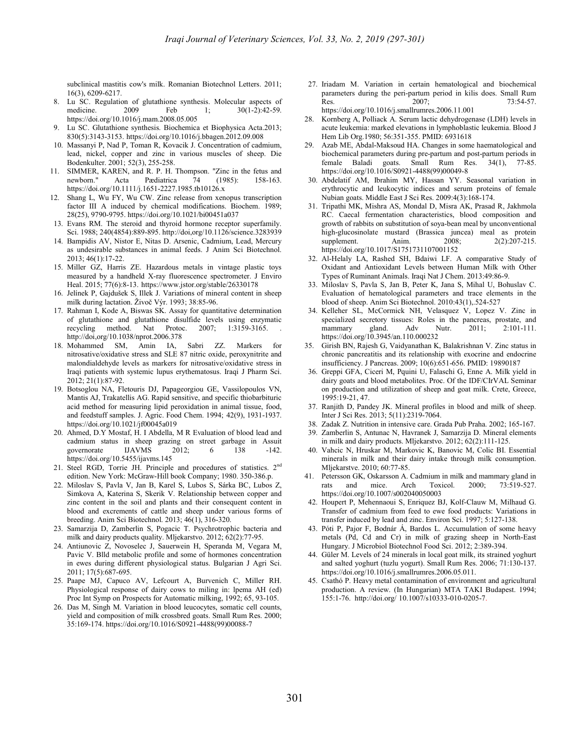subclinical mastitis cow's milk. Romanian Biotechnol Letters. 2011; 16(3), 6209-6217.

8. Lu SC. Regulation of glutathione synthesis. Molecular aspects of medicine. 2009 Feb 1; 30(1-2):42-59. https://doi.org/10.1016/j.mam.2008.05.005
9. Lu SC. Glutathione synthesis. Biochemica et Biophysica Acta.2013; 830(5):3143-3153. https://doi.org/10.1016/j.bbagen.2012.09.008
10. Massanyi P, Nad P, Toman R, Kovacik J. Concentration of cadmium, lead, nickel, copper and zinc in various muscles of sheep. Die Bodenkulter. 2001; 52(3), 255-258.
11. SIMMER, KAREN, and R. P. H. Thompson. "Zinc in the fetus and newborn." Acta Pædiatrica 74 (1985): 158-163. https://doi.org/10.1111/j.1651-2227.1985.tb10126.x
12. Shang L, Wu FY, Wu CW. Zinc release from xenopus transcription factor III A induced by chemical modifications. Biochem. 1989; 28(25), 9790-9795. https://doi.org/10.1021/bi00451a037
13. Evans RM. The steroid and thyroid hormone receptor superfamily. Sci. 1988; 240(4854):889-895. http://doi,org/10.1126/science.3283939
14. Bampidis AV, Nistor E, Nitas D. Arsenic, Cadmium, Lead, Mercury as undesirable substances in animal feeds. J Anim Sci Biotechnol. 2013; 46(1):17-22.
15. Miller GZ, Harris ZE. Hazardous metals in vintage plastic toys measured by a handheld X-ray fluorescence spectrometer. J Enviro Heal. 2015; 77(6):8-13. https://www.jstor.org/stable/26330178
16. Jelínek P, Gajdušek S, Illek J. Variations of mineral content in sheep milk during lactation. Živoč Výr. 1993; 38:85-96.
17. Rahman I, Kode A, Biswas SK. Assay for quantitative determination of glutathione and glutathione disulfide levels using enzymatic recycling method. Nat Protoc. 2007; 1:3159-3165. . http://doi,org/10.1038/nprot.2006.378
18. Mohammed SM, Amin IA, Sabri ZZ. Markers for nitrosative/oxidative stress and SLE 87 nitric oxide, peroxynitrite and malondialdehyde levels as markers for nitrosative/oxidative stress in Iraqi patients with systemic lupus erythematosus. Iraqi J Pharm Sci. 2012; 21(1):87-92.
19. Botsoglou NA, Fletouris DJ, Papageorgiou GE, Vassilopoulos VN, Mantis AJ, Trakatellis AG. Rapid sensitive, and specific thiobarbituric acid method for measuring lipid peroxidation in animal tissue, food, and feedstuff samples. J. Agric. Food Chem. 1994; 42(9), 1931-1937. https://doi.org/10.1021/jf00045a019
20. Ahmed, D.Y Mostaf, H. I Abdella, M R Evaluation of blood lead and cadmium status in sheep grazing on street garbage in Assuit governorate IJAVMS 2012; 6 138 -142. https://doi.org/10.5455/ijavms.145
21. Steel RGD, Torrie JH. Principle and procedures of statistics. 2[nd] edition. New York: McGraw-Hill book Company; 1980. 350-386.p.
22. Miloslav S, Pavla V, Jan B, Karel S, Lubos S, Sárka BC, Lubos Z, Simkova A, Katerina S, Skerik V. Relationship between copper and zinc content in the soil and plants and their consequent content in blood and excrements of cattle and sheep under various forms of breeding. Anim Sci Biotechnol. 2013; 46(1), 316-320.
23. Samarzija D, Zamberlin S, Pogacic T. Psychrotrophic bacteria and milk and dairy products quality. Mljekarstvo. 2012; 62(2):77-95.
24. Antiunovic Z, Novoselec J, Sauerwein H, Speranda M, Vegara M, Pavic V. Blld metabolic profile and some of hormones concentration in ewes during different physiological status. Bulgarian J Agri Sci. 2011; 17(5):687-695.
25. Paape MJ, Capuco AV, Lefcourt A, Burvenich C, Miller RH. Physiological response of dairy cows to miling in: lpema AH (ed) Proc Int Symp on Prospects for Automatic milking, 1992; 65, 93-105.
26. Das M, Singh M. Variation in blood leucocytes, somatic cell counts, yield and composition of milk crossbred goats. Small Rum Res. 2000; 35:169-174. https://doi.org/10.1016/S0921-4488(99)00088-7
27. Iriadam M. Variation in certain hematological and biochemical parameters during the peri-partum period in kilis does. Small Rum Res. 2007; 73:54-57. https://doi.org/10.1016/j.smallrumres.2006.11.001
28. Kornberg A, Polliack A. Serum lactic dehydrogenase (LDH) levels in acute leukemia: marked elevations in lymphoblastic leukemia. Blood J Hem Lib Org.1980; 56:351-355. PMID: 6931618
29. Azab ME, Abdal-Maksoud HA. Changes in some haematological and biochemical parameters during pre-partum and post-partum periods in female Baladi goats. Small Rum Res. 34(1), 77-85. https://doi.org/10.1016/S0921-4488(99)00049-8
30. Abdelatif AM, Ibrahim MY, Hassan YY. Seasonal variation in erythrocytic and leukocytic indices and serum proteins of female Nubian goats. Middle East J Sci Res. 2009:4(3):168-174.
31. Tripathi MK, Mishra AS, Mondal D, Misra AK, Prasad R, Jakhmola RC. Caecal fermentation characteristics, blood composition and growth of rabbits on substitution of soya-bean meal by unconventional high-glucosinolate mustard (Brassica juncea) meal as protein supplement. Anim. 2008; 2(2):207-215. https://doi.org/10.1017/S1751731107001152
32. Al-Helaly LA, Rashed SH, Bdaiwi LF. A comparative Study of Oxidant and Antioxidant Levels between Human Milk with Other Types of Ruminant Animals. Iraqi Nat J Chem. 2013:49:86-9.
33. Miloslav S, Pavla S, Jan B, Peter K, Jana S, Mihal U, Bohuslav C. Evaluation of hematological parameters and trace elements in the blood of sheep. Anim Sci Biotechnol. 2010:43(1),.524-527
34. Kelleher SL, McCormick NH, Velasquez V, Lopez V. Zinc in specialized secretory tissues: Roles in the pancreas, prostate, and mammary gland. Adv Nutr. 2011; 2:101-111. https://doi.org/10.3945/an.110.000232
35. Girish BN, Rajesh G, Vaidyanathan K, Balakrishnan V. Zinc status in chronic pancreatitis and its relationship with exocrine and endocrine insufficiency. J Pancreas. 2009; 10(6):651-656. PMID: 19890187
36. Greppi GFA, Ciceri M, Pquini U, Falaschi G, Enne A. Milk yield in dairy goats and blood metabolites. Proc. Of the IDF/CIrVAL Seminar on production and utilization of sheep and goat milk. Crete, Greece, 1995:19-21, 47.
37. Ranjith D, Pandey JK. Mineral profiles in blood and milk of sheep. Inter J Sci Res. 2013; 5(11):2319-7064.
38. Zadak Z. Nutrition in intensive care. Grada Pub Praha. 2002; 165-167.
39. Zamberlin S, Antunac N, Havranek J, Samarzija D. Mineral elements in milk and dairy products. Mljekarstvo. 2012; 62(2):111-125.
40. Vahcic N, Hruskar M, Markovic K, Banovic M, Colic BI. Essential minerals in milk and their dairy intake through milk consumption. Mljekarstve. 2010; 60:77-85.
41. Petersson GK, Oskarsson A. Cadmium in milk and mammary gland in rats and mice. Arch Toxicol. 2000; 73:519-527. https://doi.org/10.1007/s002040050003
42. Houpert P, Mehennaoui S, Enriquez BJ, Kolf-Clauw M, Milhaud G. Transfer of cadmium from feed to ewe food products: Variations in transfer induced by lead and zinc. Environ Sci. 1997; 5:127-138.
43. Póti P, Pajor F, Bodnár Á, Bardos L. Accumulation of some heavy metals (Pd, Cd and Cr) in milk of grazing sheep in North-East Hungary. J Microbiol Biotechnol Food Sci. 2012; 2:389-394.
44. Güler M. Levels of 24 minerals in local goat milk, its strained yoghurt and salted yoghurt (tuzlu yogurt). Small Rum Res. 2006; 71:130-137. https://doi.org/10.1016/j.smallrumres.2006.05.011.
45. Csathó P. Heavy metal contamination of environment and agricultural production. A review. (In Hungarian) MTA TAKI Budapest. 1994; 155:1-76. http://doi.org/ 10.1007/s10333-010-0205-7.